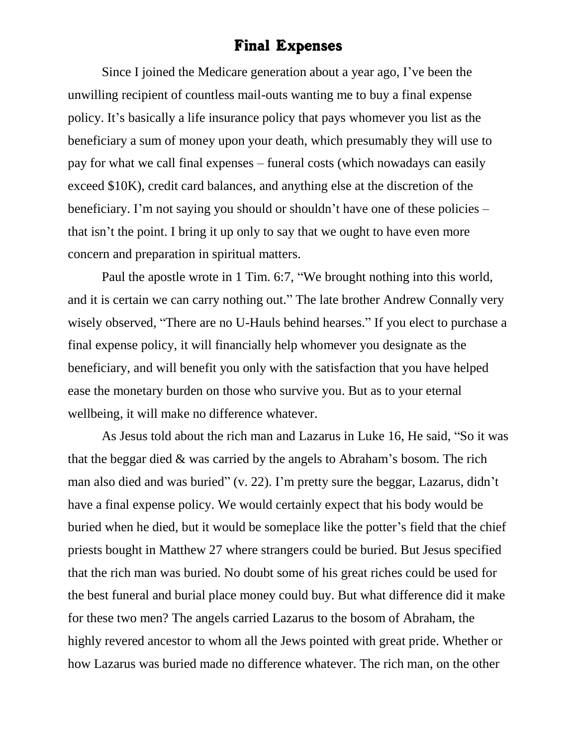# Final Expenses

Since I joined the Medicare generation about a year ago, I've been the unwilling recipient of countless mail-outs wanting me to buy a final expense policy. It's basically a life insurance policy that pays whomever you list as the beneficiary a sum of money upon your death, which presumably they will use to pay for what we call final expenses – funeral costs (which nowadays can easily exceed $10K), credit card balances, and anything else at the discretion of the beneficiary. I'm not saying you should or shouldn't have one of these policies – that isn't the point. I bring it up only to say that we ought to have even more concern and preparation in spiritual matters.

Paul the apostle wrote in 1 Tim. 6:7, "We brought nothing into this world, and it is certain we can carry nothing out." The late brother Andrew Connally very wisely observed, "There are no U-Hauls behind hearses." If you elect to purchase a final expense policy, it will financially help whomever you designate as the beneficiary, and will benefit you only with the satisfaction that you have helped ease the monetary burden on those who survive you. But as to your eternal wellbeing, it will make no difference whatever.

As Jesus told about the rich man and Lazarus in Luke 16, He said, "So it was that the beggar died & was carried by the angels to Abraham's bosom. The rich man also died and was buried" (v. 22). I'm pretty sure the beggar, Lazarus, didn't have a final expense policy. We would certainly expect that his body would be buried when he died, but it would be someplace like the potter's field that the chief priests bought in Matthew 27 where strangers could be buried. But Jesus specified that the rich man was buried. No doubt some of his great riches could be used for the best funeral and burial place money could buy. But what difference did it make for these two men? The angels carried Lazarus to the bosom of Abraham, the highly revered ancestor to whom all the Jews pointed with great pride. Whether or how Lazarus was buried made no difference whatever. The rich man, on the other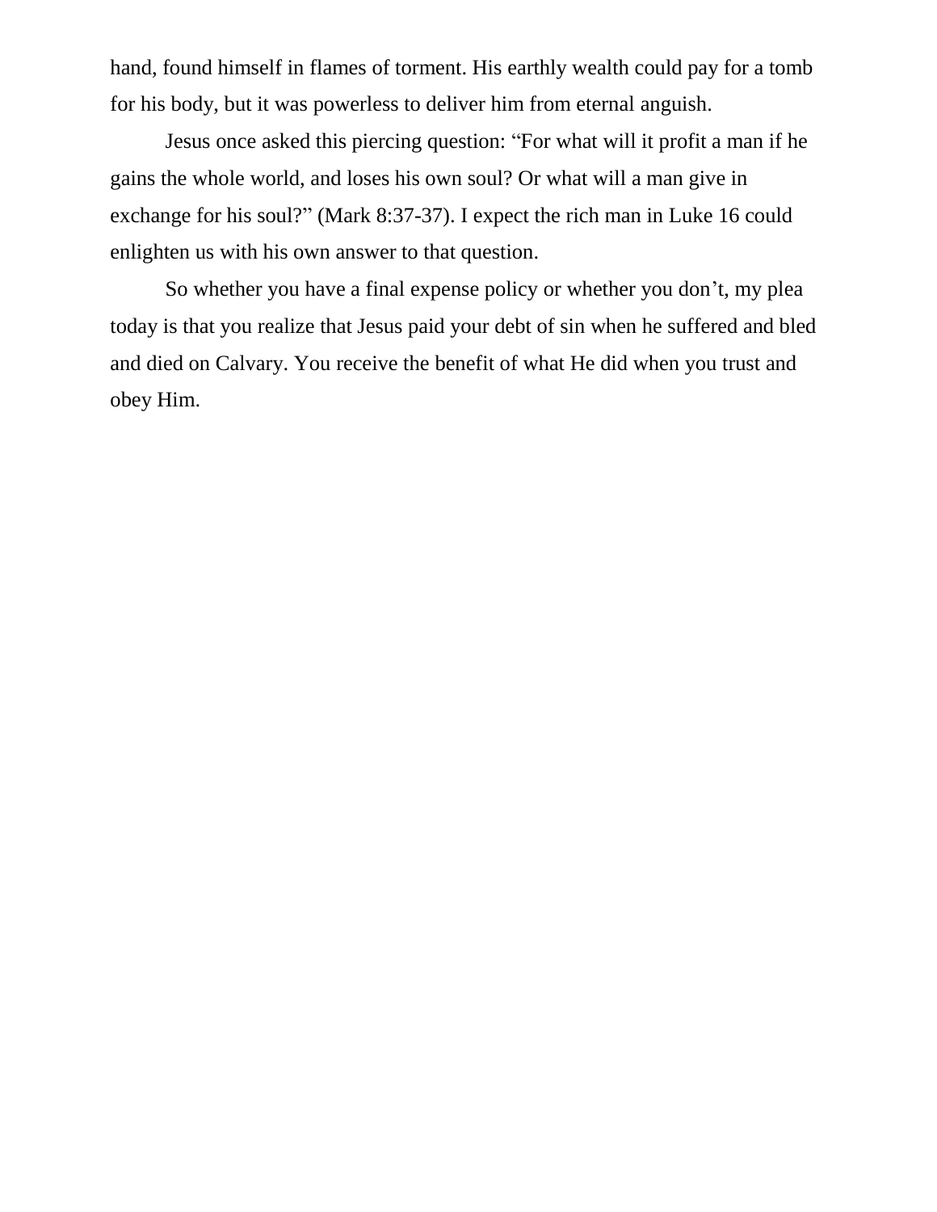hand, found himself in flames of torment. His earthly wealth could pay for a tomb for his body, but it was powerless to deliver him from eternal anguish.

Jesus once asked this piercing question: “For what will it profit a man if he gains the whole world, and loses his own soul? Or what will a man give in exchange for his soul?” (Mark 8:37-37). I expect the rich man in Luke 16 could enlighten us with his own answer to that question.

So whether you have a final expense policy or whether you don’t, my plea today is that you realize that Jesus paid your debt of sin when he suffered and bled and died on Calvary. You receive the benefit of what He did when you trust and obey Him.